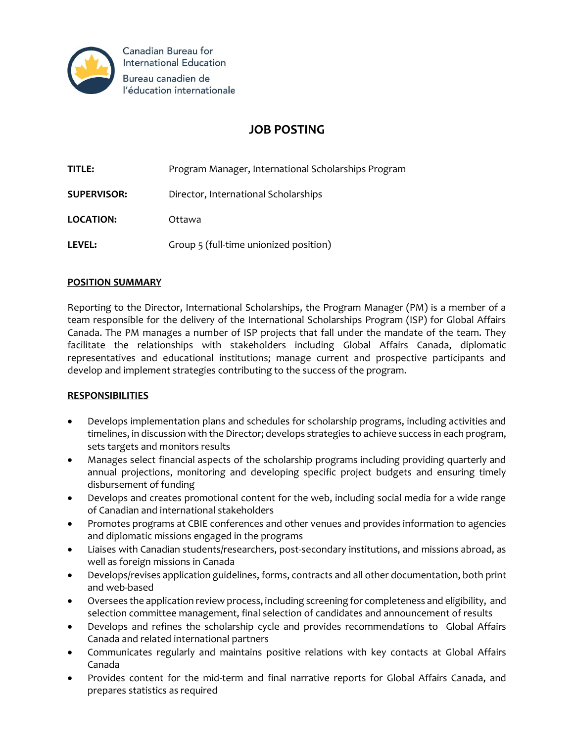Canadian Bureau for International Education

Bureau canadien de l'éducation internationale

# JOB POSTING

**TITLE:** Program Manager, International Scholarships Program

**SUPERVISOR:** Director, International Scholarships

**LOCATION:** Ottawa

**LEVEL:** Group 5 (full-time unionized position)

## POSITION SUMMARY

Reporting to the Director, International Scholarships, the Program Manager (PM) is a member of a team responsible for the delivery of the International Scholarships Program (ISP) for Global Affairs Canada. The PM manages a number of ISP projects that fall under the mandate of the team. They facilitate the relationships with stakeholders including Global Affairs Canada, diplomatic representatives and educational institutions; manage current and prospective participants and develop and implement strategies contributing to the success of the program.

## RESPONSIBILITIES

- Develops implementation plans and schedules for scholarship programs, including activities and timelines, in discussion with the Director; develops strategies to achieve success in each program, sets targets and monitors results
- Manages select financial aspects of the scholarship programs including providing quarterly and annual projections, monitoring and developing specific project budgets and ensuring timely disbursement of funding
- Develops and creates promotional content for the web, including social media for a wide range of Canadian and international stakeholders
- Promotes programs at CBIE conferences and other venues and provides information to agencies and diplomatic missions engaged in the programs
- Liaises with Canadian students/researchers, post-secondary institutions, and missions abroad, as well as foreign missions in Canada
- Develops/revises application guidelines, forms, contracts and all other documentation, both print and web-based
- Oversees the application review process, including screening for completeness and eligibility, and selection committee management, final selection of candidates and announcement of results
- Develops and refines the scholarship cycle and provides recommendations to Global Affairs Canada and related international partners
- Communicates regularly and maintains positive relations with key contacts at Global Affairs Canada
- Provides content for the mid-term and final narrative reports for Global Affairs Canada, and prepares statistics as required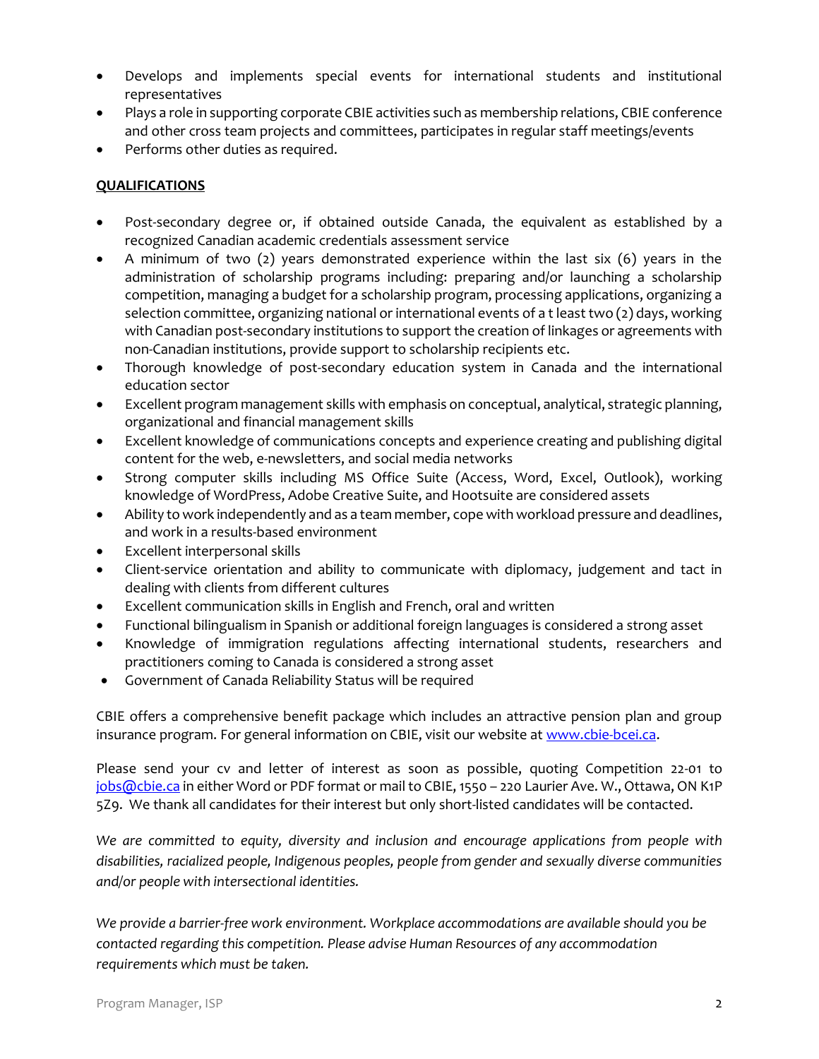- Develops and implements special events for international students and institutional representatives
- Plays a role in supporting corporate CBIE activities such as membership relations, CBIE conference and other cross team projects and committees, participates in regular staff meetings/events
- Performs other duties as required.

**QUALIFICATIONS**

- Post-secondary degree or, if obtained outside Canada, the equivalent as established by a recognized Canadian academic credentials assessment service
- A minimum of two (2) years demonstrated experience within the last six (6) years in the administration of scholarship programs including: preparing and/or launching a scholarship competition, managing a budget for a scholarship program, processing applications, organizing a selection committee, organizing national or international events of a t least two (2) days, working with Canadian post-secondary institutions to support the creation of linkages or agreements with non-Canadian institutions, provide support to scholarship recipients etc.
- Thorough knowledge of post-secondary education system in Canada and the international education sector
- Excellent program management skills with emphasis on conceptual, analytical, strategic planning, organizational and financial management skills
- Excellent knowledge of communications concepts and experience creating and publishing digital content for the web, e-newsletters, and social media networks
- Strong computer skills including MS Office Suite (Access, Word, Excel, Outlook), working knowledge of WordPress, Adobe Creative Suite, and Hootsuite are considered assets
- Ability to work independently and as a team member, cope with workload pressure and deadlines, and work in a results-based environment
- Excellent interpersonal skills
- Client-service orientation and ability to communicate with diplomacy, judgement and tact in dealing with clients from different cultures
- Excellent communication skills in English and French, oral and written
- Functional bilingualism in Spanish or additional foreign languages is considered a strong asset
- Knowledge of immigration regulations affecting international students, researchers and practitioners coming to Canada is considered a strong asset
- Government of Canada Reliability Status will be required

CBIE offers a comprehensive benefit package which includes an attractive pension plan and group insurance program. For general information on CBIE, visit our website at [www.cbie-bcei.ca](www.cbie-bcei.ca).

Please send your cv and letter of interest as soon as possible, quoting Competition 22-01 to [jobs@cbie.ca](mailto:jobs@cbie.ca) in either Word or PDF format or mail to CBIE, 1550 – 220 Laurier Ave. W., Ottawa, ON K1P 5Z9. We thank all candidates for their interest but only short-listed candidates will be contacted.

*We are committed to equity, diversity and inclusion and encourage applications from people with disabilities, racialized people, Indigenous peoples, people from gender and sexually diverse communities and/or people with intersectional identities.*

*We provide a barrier-free work environment. Workplace accommodations are available should you be contacted regarding this competition. Please advise Human Resources of any accommodation requirements which must be taken.*